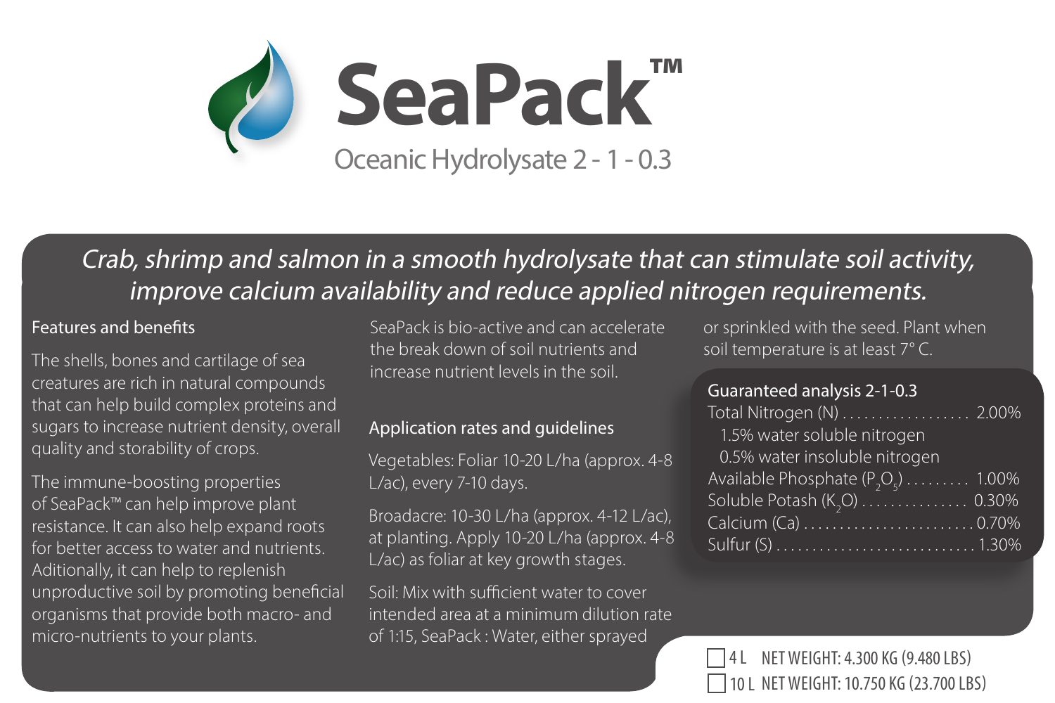# SeaPack™

Oceanic Hydrolysate 2 - 1 - 0.3

*Crab, shrimp and salmon in a smooth hydrolysate that can stimulate soil activity, improve calcium availability and reduce applied nitrogen requirements.*

## Features and benefits

The shells, bones and cartilage of sea creatures are rich in natural compounds that can help build complex proteins and sugars to increase nutrient density, overall quality and storability of crops.

The immune-boosting properties of SeaPack™ can help improve plant resistance. It can also help expand roots for better access to water and nutrients. Aditionally, it can help to replenish unproductive soil by promoting beneficial organisms that provide both macro- and micro-nutrients to your plants.

SeaPack is bio-active and can accelerate the break down of soil nutrients and increase nutrient levels in the soil.

## Application rates and guidelines

Vegetables: Foliar 10-20 L/ha (approx. 4-8 L/ac), every 7-10 days.

Broadacre: 10-30 L/ha (approx. 4-12 L/ac), at planting. Apply 10-20 L/ha (approx. 4-8 L/ac) as foliar at key growth stages.

Soil: Mix with sufficient water to cover intended area at a minimum dilution rate of 1:15, SeaPack : Water, either sprayed or sprinkled with the seed. Plant when soil temperature is at least 7° C.

## Guaranteed analysis 2-1-0.3

| Component | Amount |
|---|---|
| Total Nitrogen (N) | 2.00% |
| 1.5% water soluble nitrogen | |
| 0.5% water insoluble nitrogen | |
| Available Phosphate ($P_2O_5$) | 1.00% |
| Soluble Potash ($K_2O$) | 0.30% |
| Calcium (Ca) | 0.70% |
| Sulfur (S) | 1.30% |

☐ 4 L NET WEIGHT: 4.300 KG (9.480 LBS)

☐ 10 L NET WEIGHT: 10.750 KG (23.700 LBS)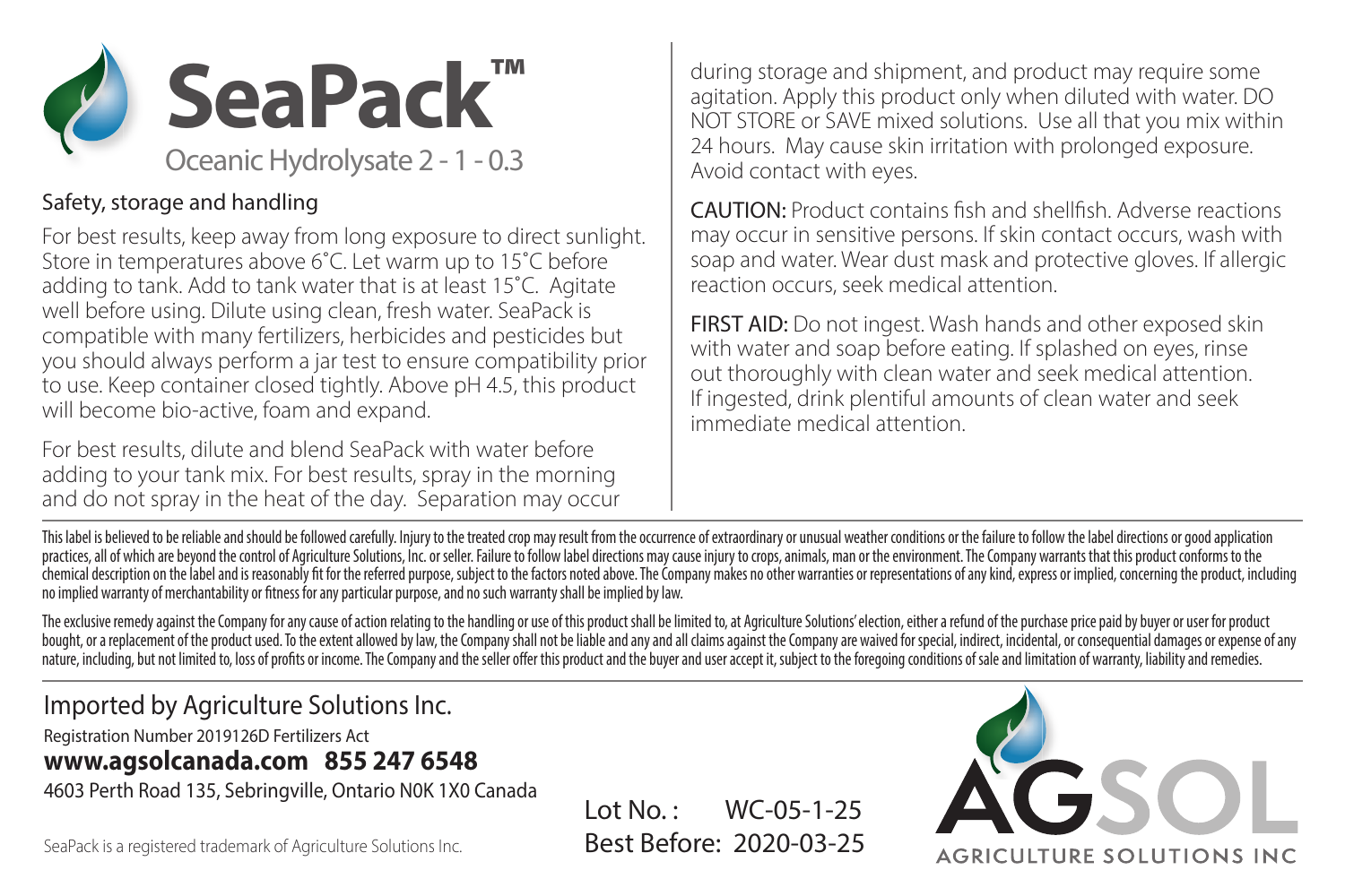# SeaPack™

Oceanic Hydrolysate 2 - 1 - 0.3

## Safety, storage and handling

For best results, keep away from long exposure to direct sunlight. Store in temperatures above 6˚C. Let warm up to 15˚C before adding to tank. Add to tank water that is at least 15˚C. Agitate well before using. Dilute using clean, fresh water. SeaPack is compatible with many fertilizers, herbicides and pesticides but you should always perform a jar test to ensure compatibility prior to use. Keep container closed tightly. Above pH 4.5, this product will become bio-active, foam and expand.

For best results, dilute and blend SeaPack with water before adding to your tank mix. For best results, spray in the morning and do not spray in the heat of the day. Separation may occur during storage and shipment, and product may require some agitation. Apply this product only when diluted with water. DO NOT STORE or SAVE mixed solutions. Use all that you mix within 24 hours. May cause skin irritation with prolonged exposure. Avoid contact with eyes.

CAUTION: Product contains fish and shellfish. Adverse reactions may occur in sensitive persons. If skin contact occurs, wash with soap and water. Wear dust mask and protective gloves. If allergic reaction occurs, seek medical attention.

FIRST AID: Do not ingest. Wash hands and other exposed skin with water and soap before eating. If splashed on eyes, rinse out thoroughly with clean water and seek medical attention. If ingested, drink plentiful amounts of clean water and seek immediate medical attention.

This label is believed to be reliable and should be followed carefully. Injury to the treated crop may result from the occurrence of extraordinary or unusual weather conditions or the failure to follow the label directions or good application practices, all of which are beyond the control of Agriculture Solutions, Inc. or seller. Failure to follow label directions may cause injury to crops, animals, man or the environment. The Company warrants that this product conforms to the chemical description on the label and is reasonably fit for the referred purpose, subject to the factors noted above. The Company makes no other warranties or representations of any kind, express or implied, concerning the product, including no implied warranty of merchantability or fitness for any particular purpose, and no such warranty shall be implied by law.

The exclusive remedy against the Company for any cause of action relating to the handling or use of this product shall be limited to, at Agriculture Solutions' election, either a refund of the purchase price paid by buyer or user for product bought, or a replacement of the product used. To the extent allowed by law, the Company shall not be liable and any and all claims against the Company are waived for special, indirect, incidental, or consequential damages or expense of any nature, including, but not limited to, loss of profits or income. The Company and the seller offer this product and the buyer and user accept it, subject to the foregoing conditions of sale and limitation of warranty, liability and remedies.

Imported by Agriculture Solutions Inc.

Registration Number 2019126D Fertilizers Act

**www.agsolcanada.com 855 247 6548**

4603 Perth Road 135, Sebringville, Ontario N0K 1X0 Canada

SeaPack is a registered trademark of Agriculture Solutions Inc.

Lot No. : WC-05-1-25

Best Before: 2020-03-25

AGSOL

AGRICULTURE SOLUTIONS INC